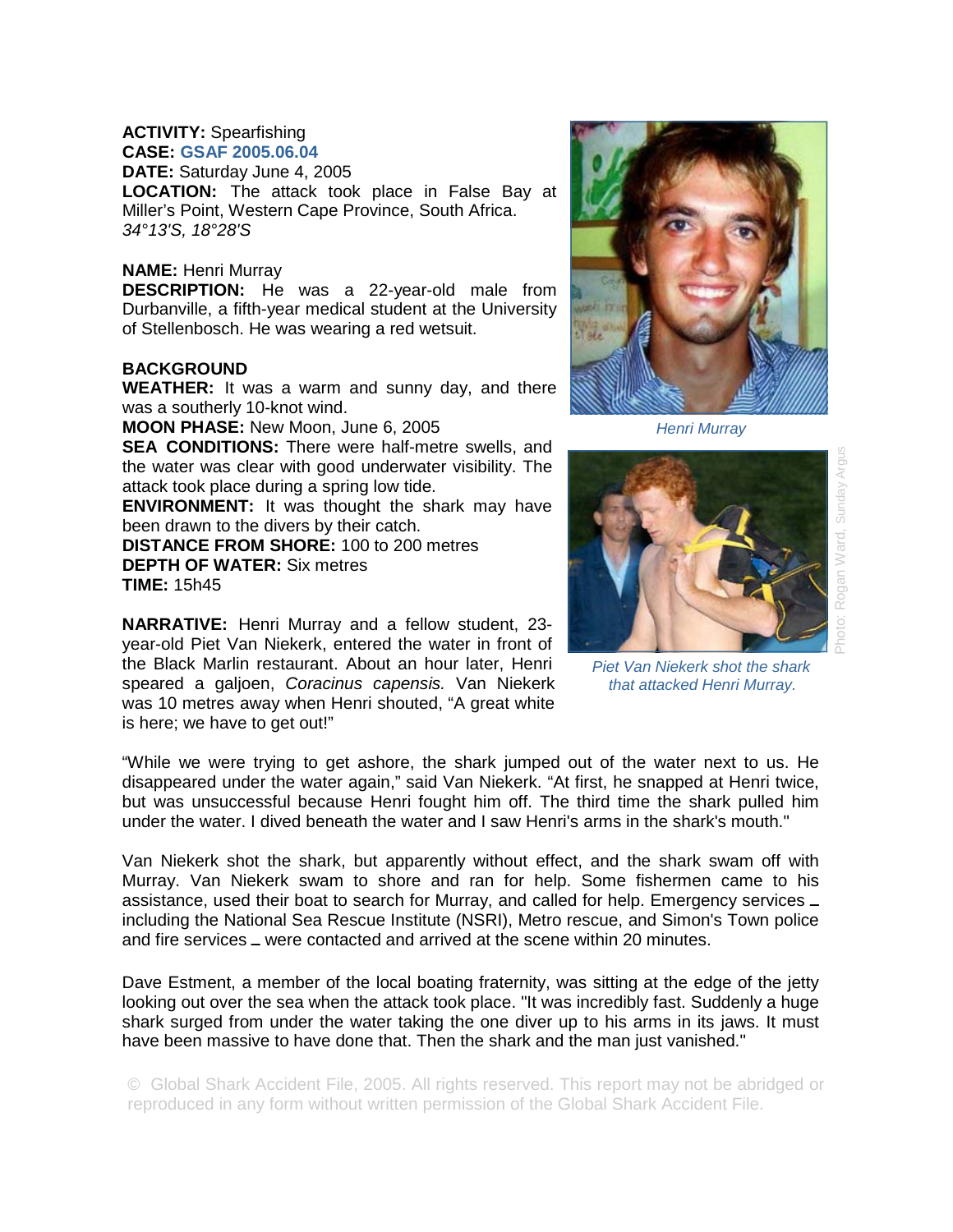**ACTIVITY:** Spearfishing
**CASE:** GSAF 2005.06.04
**DATE:** Saturday June 4, 2005
**LOCATION:** The attack took place in False Bay at Miller's Point, Western Cape Province, South Africa.
*34°13'S, 18°28'S*

**NAME:** Henri Murray
**DESCRIPTION:** He was a 22-year-old male from Durbanville, a fifth-year medical student at the University of Stellenbosch. He was wearing a red wetsuit.

**BACKGROUND**
**WEATHER:** It was a warm and sunny day, and there was a southerly 10-knot wind.
**MOON PHASE:** New Moon, June 6, 2005
**SEA CONDITIONS:** There were half-metre swells, and the water was clear with good underwater visibility. The attack took place during a spring low tide.
**ENVIRONMENT:** It was thought the shark may have been drawn to the divers by their catch.
**DISTANCE FROM SHORE:** 100 to 200 metres
**DEPTH OF WATER:** Six metres
**TIME:** 15h45

*Henri Murray*

*Piet Van Niekerk shot the shark that attacked Henri Murray.*

Photo: Rogan Ward, Sunday Argus

**NARRATIVE:** Henri Murray and a fellow student, 23-year-old Piet Van Niekerk, entered the water in front of the Black Marlin restaurant. About an hour later, Henri speared a galjoen, *Coracinus capensis.* Van Niekerk was 10 metres away when Henri shouted, "A great white is here; we have to get out!"

"While we were trying to get ashore, the shark jumped out of the water next to us. He disappeared under the water again," said Van Niekerk. "At first, he snapped at Henri twice, but was unsuccessful because Henri fought him off. The third time the shark pulled him under the water. I dived beneath the water and I saw Henri's arms in the shark's mouth."

Van Niekerk shot the shark, but apparently without effect, and the shark swam off with Murray. Van Niekerk swam to shore and ran for help. Some fishermen came to his assistance, used their boat to search for Murray, and called for help. Emergency services – including the National Sea Rescue Institute (NSRI), Metro rescue, and Simon's Town police and fire services – were contacted and arrived at the scene within 20 minutes.

Dave Estment, a member of the local boating fraternity, was sitting at the edge of the jetty looking out over the sea when the attack took place. "It was incredibly fast. Suddenly a huge shark surged from under the water taking the one diver up to his arms in its jaws. It must have been massive to have done that. Then the shark and the man just vanished."

© Global Shark Accident File, 2005. All rights reserved. This report may not be abridged or reproduced in any form without written permission of the Global Shark Accident File.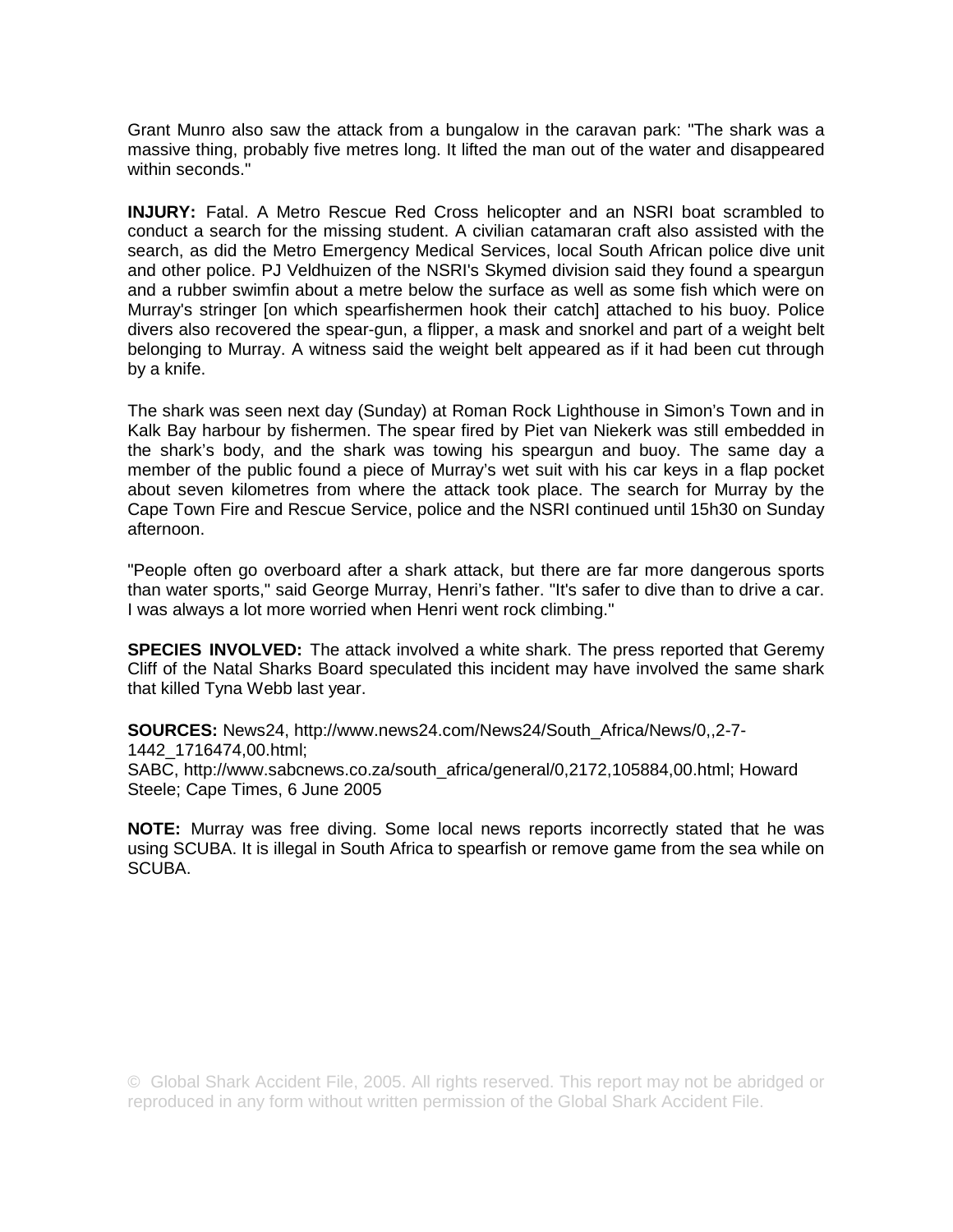Grant Munro also saw the attack from a bungalow in the caravan park: "The shark was a massive thing, probably five metres long. It lifted the man out of the water and disappeared within seconds."

**INJURY:** Fatal. A Metro Rescue Red Cross helicopter and an NSRI boat scrambled to conduct a search for the missing student. A civilian catamaran craft also assisted with the search, as did the Metro Emergency Medical Services, local South African police dive unit and other police. PJ Veldhuizen of the NSRI's Skymed division said they found a speargun and a rubber swimfin about a metre below the surface as well as some fish which were on Murray's stringer [on which spearfishermen hook their catch] attached to his buoy. Police divers also recovered the spear-gun, a flipper, a mask and snorkel and part of a weight belt belonging to Murray. A witness said the weight belt appeared as if it had been cut through by a knife.

The shark was seen next day (Sunday) at Roman Rock Lighthouse in Simon's Town and in Kalk Bay harbour by fishermen. The spear fired by Piet van Niekerk was still embedded in the shark's body, and the shark was towing his speargun and buoy. The same day a member of the public found a piece of Murray's wet suit with his car keys in a flap pocket about seven kilometres from where the attack took place. The search for Murray by the Cape Town Fire and Rescue Service, police and the NSRI continued until 15h30 on Sunday afternoon.

"People often go overboard after a shark attack, but there are far more dangerous sports than water sports," said George Murray, Henri's father. "It's safer to dive than to drive a car. I was always a lot more worried when Henri went rock climbing."

**SPECIES INVOLVED:** The attack involved a white shark. The press reported that Geremy Cliff of the Natal Sharks Board speculated this incident may have involved the same shark that killed Tyna Webb last year.

**SOURCES:** News24, http://www.news24.com/News24/South_Africa/News/0,,2-7-1442_1716474,00.html;
SABC, http://www.sabcnews.co.za/south_africa/general/0,2172,105884,00.html; Howard Steele; Cape Times, 6 June 2005

**NOTE:** Murray was free diving. Some local news reports incorrectly stated that he was using SCUBA. It is illegal in South Africa to spearfish or remove game from the sea while on SCUBA.

© Global Shark Accident File, 2005. All rights reserved. This report may not be abridged or reproduced in any form without written permission of the Global Shark Accident File.